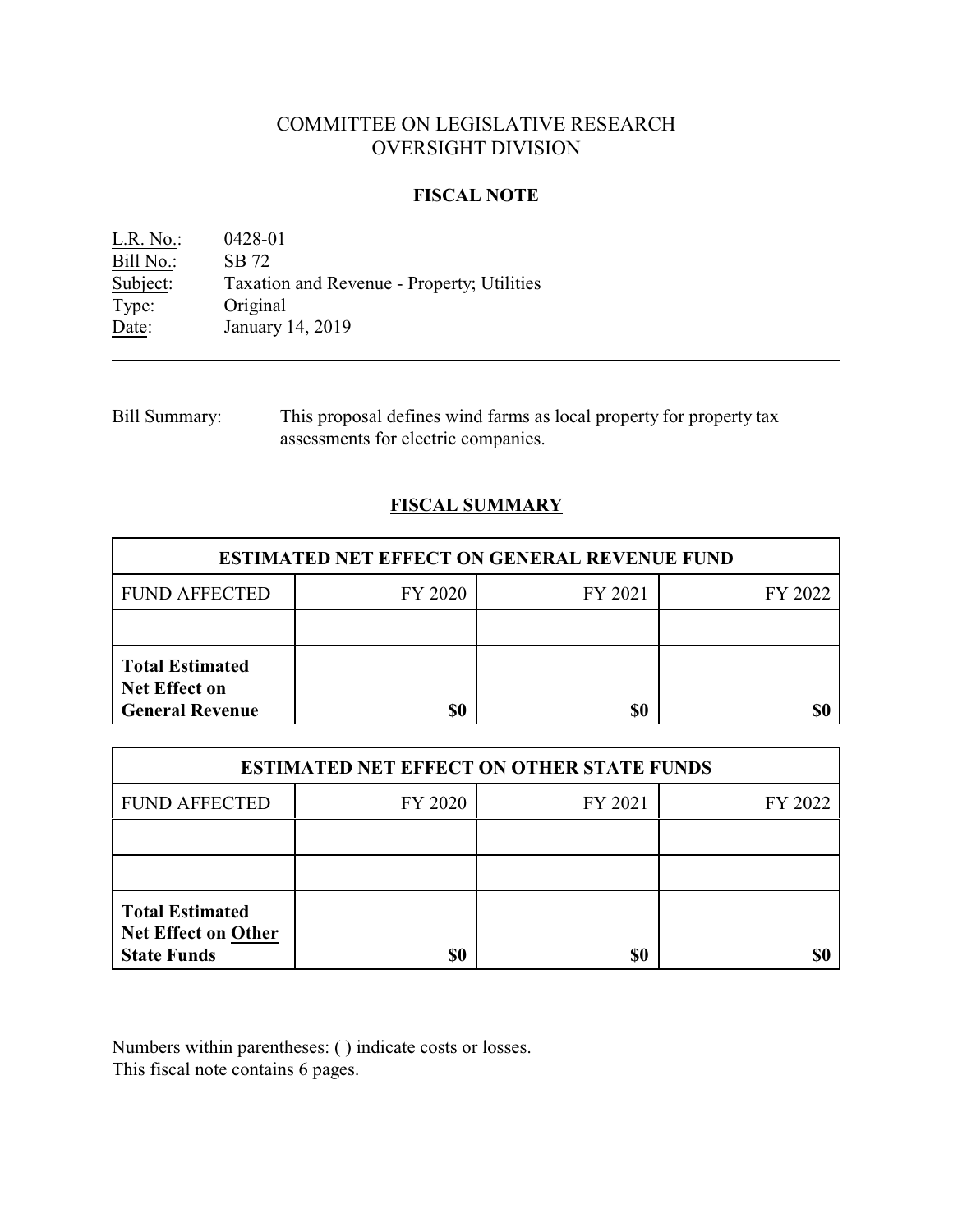# COMMITTEE ON LEGISLATIVE RESEARCH
# OVERSIGHT DIVISION

## FISCAL NOTE

L.R. No.: 0428-01
Bill No.: SB 72
Subject: Taxation and Revenue - Property; Utilities
Type: Original
Date: January 14, 2019

---

Bill Summary: This proposal defines wind farms as local property for property tax assessments for electric companies.

## FISCAL SUMMARY

| ESTIMATED NET EFFECT ON GENERAL REVENUE FUND | | | |
|---|---|---|---|
| FUND AFFECTED | FY 2020 | FY 2021 | FY 2022 |
| | | | |
| **Total Estimated Net Effect on General Revenue** | **$0** | **$0** | **$0** |

| ESTIMATED NET EFFECT ON OTHER STATE FUNDS | | | |
|---|---|---|---|
| FUND AFFECTED | FY 2020 | FY 2021 | FY 2022 |
| | | | |
| | | | |
| **Total Estimated Net Effect on Other State Funds** | **$0** | **$0** | **$0** |

Numbers within parentheses: ( ) indicate costs or losses.
This fiscal note contains 6 pages.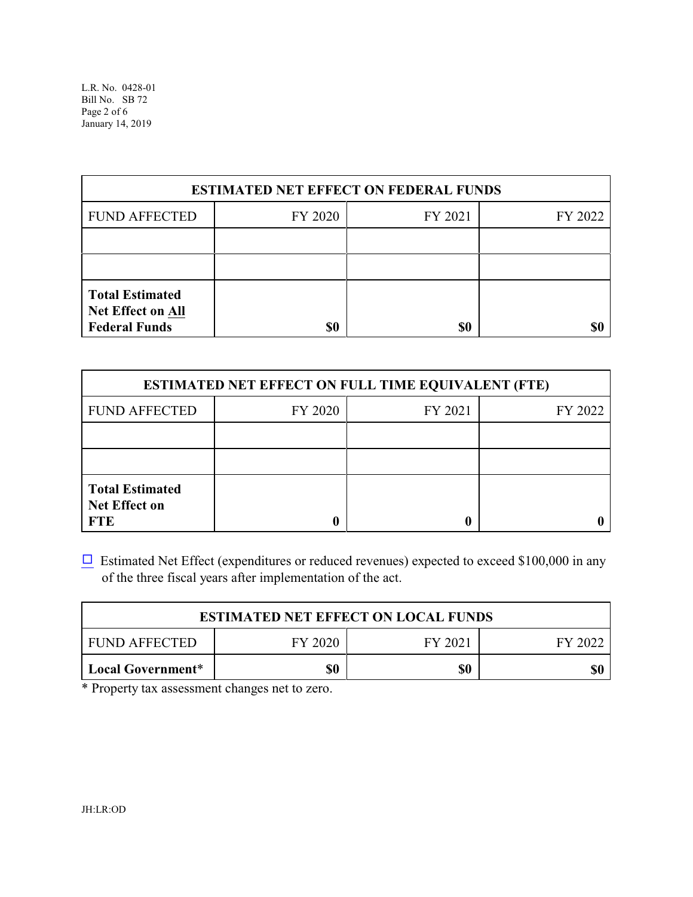| ESTIMATED NET EFFECT ON FEDERAL FUNDS | | | |
|---|---|---|---|
| FUND AFFECTED | FY 2020 | FY 2021 | FY 2022 |
| | | | |
| | | | |
| **Total Estimated Net Effect on All Federal Funds** | **$0** | **$0** | **$0** |

| ESTIMATED NET EFFECT ON FULL TIME EQUIVALENT (FTE) | | | |
|---|---|---|---|
| FUND AFFECTED | FY 2020 | FY 2021 | FY 2022 |
| | | | |
| | | | |
| **Total Estimated Net Effect on FTE** | **0** | **0** | **0** |

☐ Estimated Net Effect (expenditures or reduced revenues) expected to exceed $100,000 in any of the three fiscal years after implementation of the act.

| ESTIMATED NET EFFECT ON LOCAL FUNDS | | | |
|---|---|---|---|
| FUND AFFECTED | FY 2020 | FY 2021 | FY 2022 |
| **Local Government*** | **$0** | **$0** | **$0** |

* Property tax assessment changes net to zero.

JH:LR:OD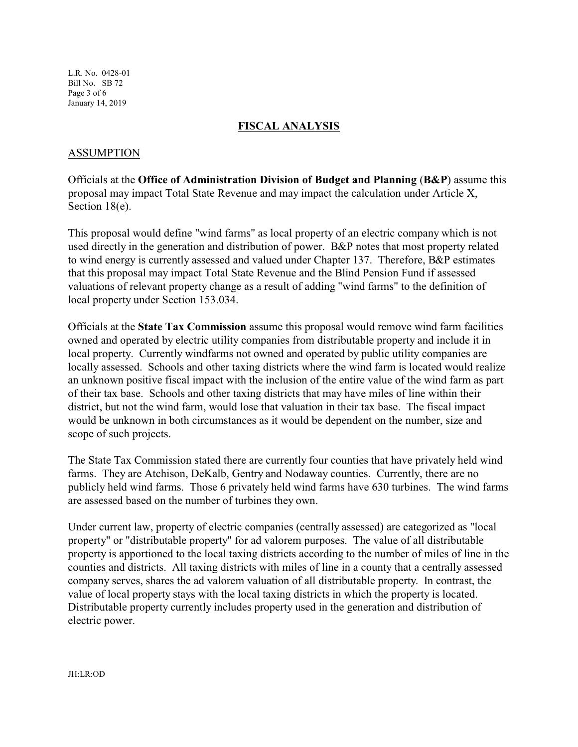## FISCAL ANALYSIS

### ASSUMPTION

Officials at the **Office of Administration Division of Budget and Planning** (**B&P**) assume this proposal may impact Total State Revenue and may impact the calculation under Article X, Section 18(e).

This proposal would define "wind farms" as local property of an electric company which is not used directly in the generation and distribution of power. B&P notes that most property related to wind energy is currently assessed and valued under Chapter 137. Therefore, B&P estimates that this proposal may impact Total State Revenue and the Blind Pension Fund if assessed valuations of relevant property change as a result of adding "wind farms" to the definition of local property under Section 153.034.

Officials at the **State Tax Commission** assume this proposal would remove wind farm facilities owned and operated by electric utility companies from distributable property and include it in local property. Currently windfarms not owned and operated by public utility companies are locally assessed. Schools and other taxing districts where the wind farm is located would realize an unknown positive fiscal impact with the inclusion of the entire value of the wind farm as part of their tax base. Schools and other taxing districts that may have miles of line within their district, but not the wind farm, would lose that valuation in their tax base. The fiscal impact would be unknown in both circumstances as it would be dependent on the number, size and scope of such projects.

The State Tax Commission stated there are currently four counties that have privately held wind farms. They are Atchison, DeKalb, Gentry and Nodaway counties. Currently, there are no publicly held wind farms. Those 6 privately held wind farms have 630 turbines. The wind farms are assessed based on the number of turbines they own.

Under current law, property of electric companies (centrally assessed) are categorized as "local property" or "distributable property" for ad valorem purposes. The value of all distributable property is apportioned to the local taxing districts according to the number of miles of line in the counties and districts. All taxing districts with miles of line in a county that a centrally assessed company serves, shares the ad valorem valuation of all distributable property. In contrast, the value of local property stays with the local taxing districts in which the property is located. Distributable property currently includes property used in the generation and distribution of electric power.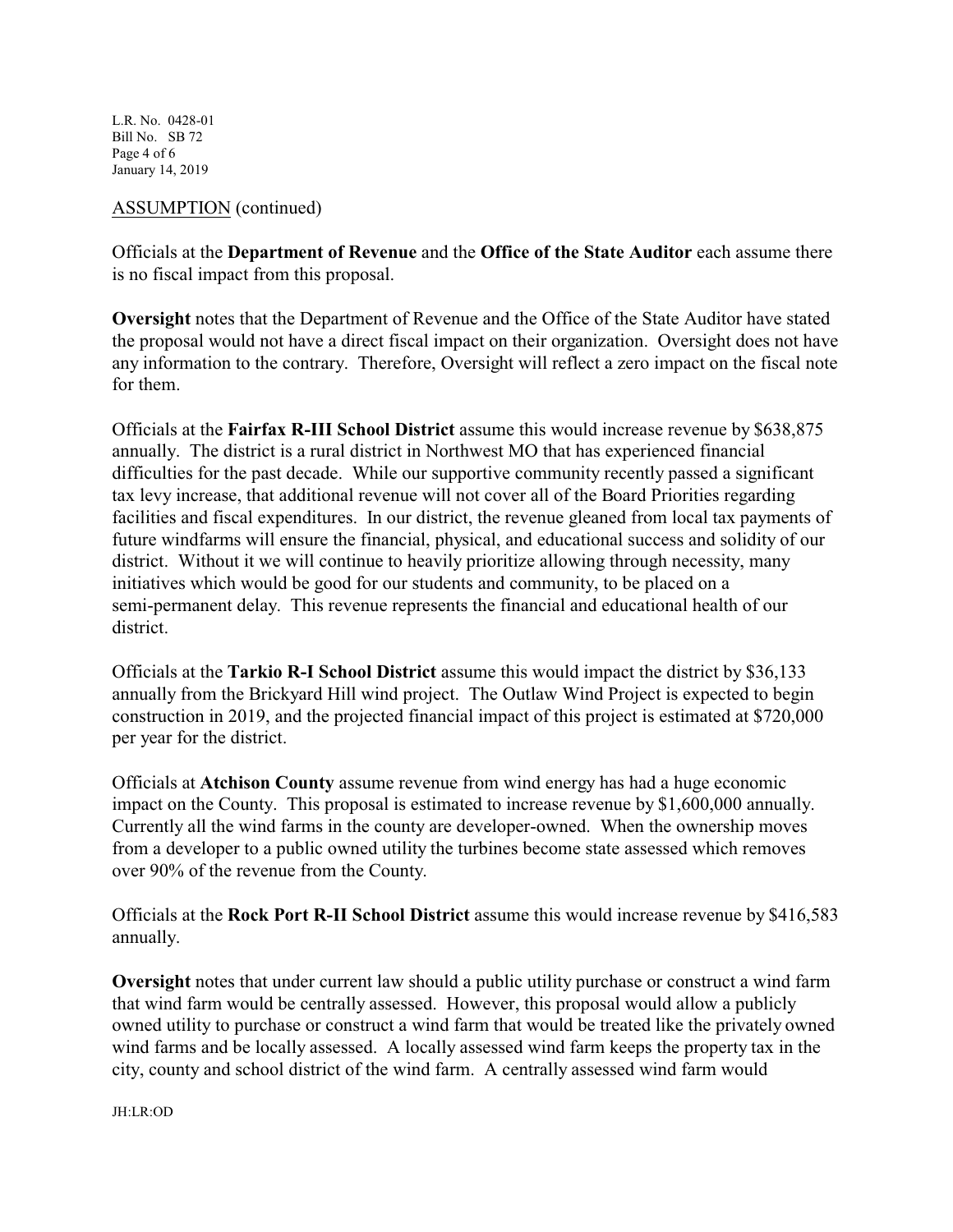ASSUMPTION (continued)

Officials at the **Department of Revenue** and the **Office of the State Auditor** each assume there is no fiscal impact from this proposal.

**Oversight** notes that the Department of Revenue and the Office of the State Auditor have stated the proposal would not have a direct fiscal impact on their organization. Oversight does not have any information to the contrary. Therefore, Oversight will reflect a zero impact on the fiscal note for them.

Officials at the **Fairfax R-III School District** assume this would increase revenue by $638,875 annually. The district is a rural district in Northwest MO that has experienced financial difficulties for the past decade. While our supportive community recently passed a significant tax levy increase, that additional revenue will not cover all of the Board Priorities regarding facilities and fiscal expenditures. In our district, the revenue gleaned from local tax payments of future windfarms will ensure the financial, physical, and educational success and solidity of our district. Without it we will continue to heavily prioritize allowing through necessity, many initiatives which would be good for our students and community, to be placed on a semi-permanent delay. This revenue represents the financial and educational health of our district.

Officials at the **Tarkio R-I School District** assume this would impact the district by $36,133 annually from the Brickyard Hill wind project. The Outlaw Wind Project is expected to begin construction in 2019, and the projected financial impact of this project is estimated at $720,000 per year for the district.

Officials at **Atchison County** assume revenue from wind energy has had a huge economic impact on the County. This proposal is estimated to increase revenue by $1,600,000 annually. Currently all the wind farms in the county are developer-owned. When the ownership moves from a developer to a public owned utility the turbines become state assessed which removes over 90% of the revenue from the County.

Officials at the **Rock Port R-II School District** assume this would increase revenue by $416,583 annually.

**Oversight** notes that under current law should a public utility purchase or construct a wind farm that wind farm would be centrally assessed. However, this proposal would allow a publicly owned utility to purchase or construct a wind farm that would be treated like the privately owned wind farms and be locally assessed. A locally assessed wind farm keeps the property tax in the city, county and school district of the wind farm. A centrally assessed wind farm would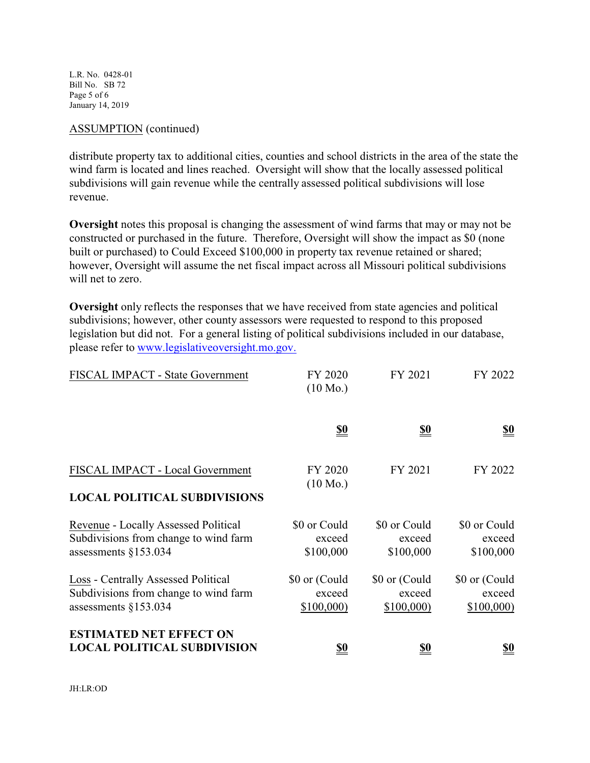ASSUMPTION (continued)

distribute property tax to additional cities, counties and school districts in the area of the state the wind farm is located and lines reached. Oversight will show that the locally assessed political subdivisions will gain revenue while the centrally assessed political subdivisions will lose revenue.

**Oversight** notes this proposal is changing the assessment of wind farms that may or may not be constructed or purchased in the future. Therefore, Oversight will show the impact as $0 (none built or purchased) to Could Exceed $100,000 in property tax revenue retained or shared; however, Oversight will assume the net fiscal impact across all Missouri political subdivisions will net to zero.

**Oversight** only reflects the responses that we have received from state agencies and political subdivisions; however, other county assessors were requested to respond to this proposed legislation but did not. For a general listing of political subdivisions included in our database, please refer to www.legislativeoversight.mo.gov.

| FISCAL IMPACT - State Government | FY 2020 (10 Mo.) | FY 2021 | FY 2022 |
|---|---|---|---|
| | **$0** | **$0** | **$0** |

| FISCAL IMPACT - Local Government | FY 2020 (10 Mo.) | FY 2021 | FY 2022 |
|---|---|---|---|
| **LOCAL POLITICAL SUBDIVISIONS** | | | |
| Revenue - Locally Assessed Political Subdivisions from change to wind farm assessments §153.034 | $0 or Could exceed $100,000 | $0 or Could exceed $100,000 | $0 or Could exceed $100,000 |
| Loss - Centrally Assessed Political Subdivisions from change to wind farm assessments §153.034 | $0 or (Could exceed $100,000) | $0 or (Could exceed $100,000) | $0 or (Could exceed $100,000) |
| **ESTIMATED NET EFFECT ON LOCAL POLITICAL SUBDIVISION** | **$0** | **$0** | **$0** |

JH:LR:OD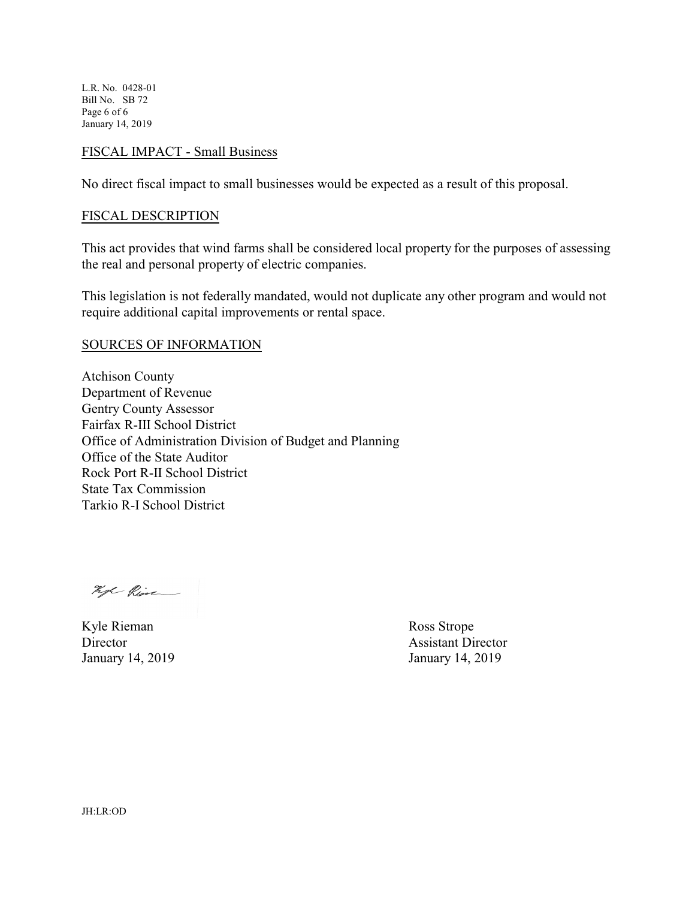## FISCAL IMPACT - Small Business

No direct fiscal impact to small businesses would be expected as a result of this proposal.

## FISCAL DESCRIPTION

This act provides that wind farms shall be considered local property for the purposes of assessing the real and personal property of electric companies.

This legislation is not federally mandated, would not duplicate any other program and would not require additional capital improvements or rental space.

## SOURCES OF INFORMATION

Atchison County
Department of Revenue
Gentry County Assessor
Fairfax R-III School District
Office of Administration Division of Budget and Planning
Office of the State Auditor
Rock Port R-II School District
State Tax Commission
Tarkio R-I School District

Kyle Rieman
Director
January 14, 2019

Ross Strope
Assistant Director
January 14, 2019

JH:LR:OD